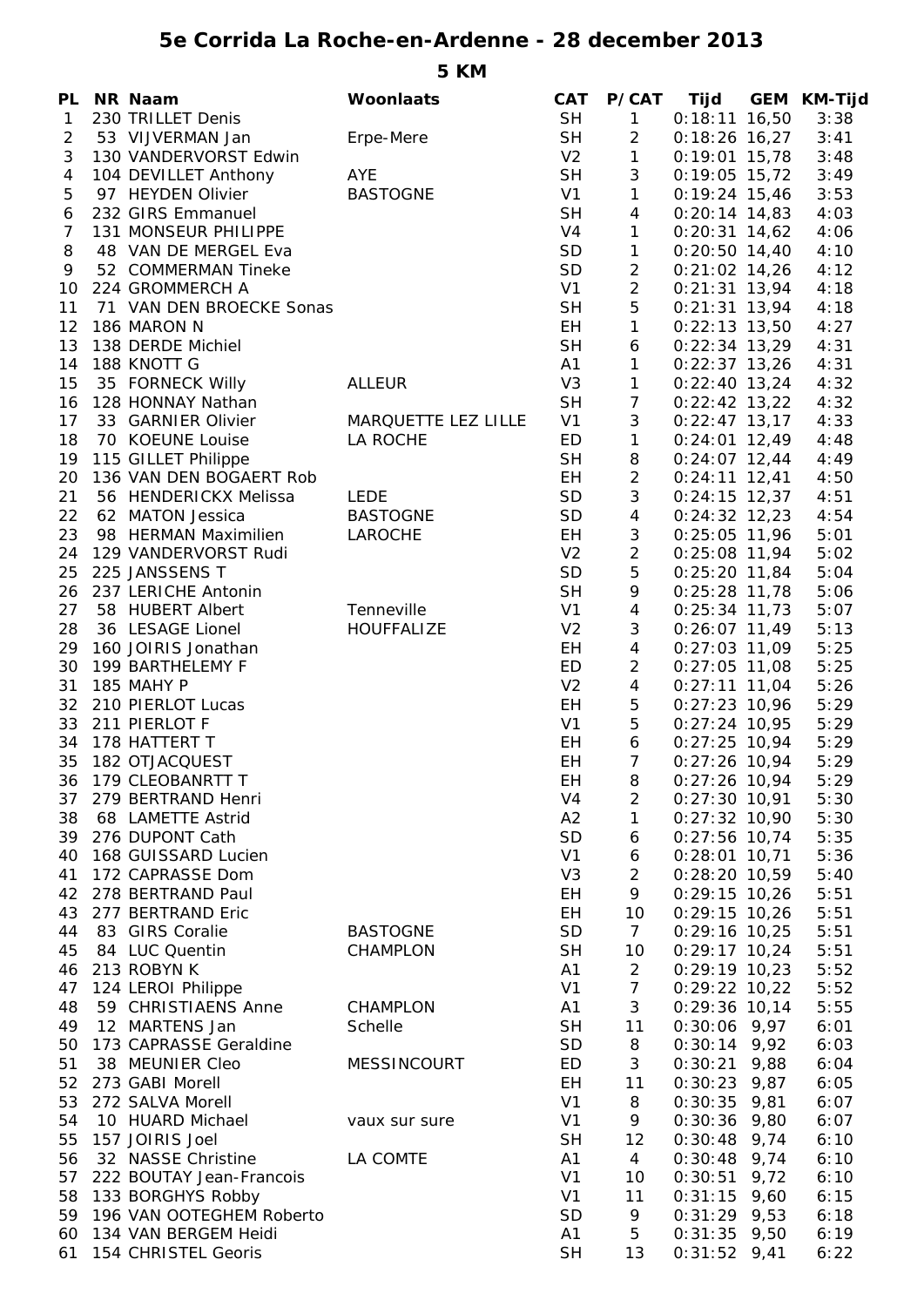# 5e Corrida La Roche-en-Ardenne - 28 december 2013

## 5 KM

| PL | NR | Naam | Woonlaats | CAT | P/CAT | Tijd | GEM | KM-Tijd |
|---|---|---|---|---|---|---|---|---|
| 1 | 230 | TRILLET Denis | | SH | 1 | 0:18:11 | 16,50 | 3:38 |
| 2 | 53 | VIJVERMAN Jan | Erpe-Mere | SH | 2 | 0:18:26 | 16,27 | 3:41 |
| 3 | 130 | VANDERVORST Edwin | | V2 | 1 | 0:19:01 | 15,78 | 3:48 |
| 4 | 104 | DEVILLET Anthony | AYE | SH | 3 | 0:19:05 | 15,72 | 3:49 |
| 5 | 97 | HEYDEN Olivier | BASTOGNE | V1 | 1 | 0:19:24 | 15,46 | 3:53 |
| 6 | 232 | GIRS Emmanuel | | SH | 4 | 0:20:14 | 14,83 | 4:03 |
| 7 | 131 | MONSEUR PHILIPPE | | V4 | 1 | 0:20:31 | 14,62 | 4:06 |
| 8 | 48 | VAN DE MERGEL Eva | | SD | 1 | 0:20:50 | 14,40 | 4:10 |
| 9 | 52 | COMMERMAN Tineke | | SD | 2 | 0:21:02 | 14,26 | 4:12 |
| 10 | 224 | GROMMERCH A | | V1 | 2 | 0:21:31 | 13,94 | 4:18 |
| 11 | 71 | VAN DEN BROECKE Sonas | | SH | 5 | 0:21:31 | 13,94 | 4:18 |
| 12 | 186 | MARON N | | EH | 1 | 0:22:13 | 13,50 | 4:27 |
| 13 | 138 | DERDE Michiel | | SH | 6 | 0:22:34 | 13,29 | 4:31 |
| 14 | 188 | KNOTT G | | A1 | 1 | 0:22:37 | 13,26 | 4:31 |
| 15 | 35 | FORNECK Willy | ALLEUR | V3 | 1 | 0:22:40 | 13,24 | 4:32 |
| 16 | 128 | HONNAY Nathan | | SH | 7 | 0:22:42 | 13,22 | 4:32 |
| 17 | 33 | GARNIER Olivier | MARQUETTE LEZ LILLE | V1 | 3 | 0:22:47 | 13,17 | 4:33 |
| 18 | 70 | KOEUNE Louise | LA ROCHE | ED | 1 | 0:24:01 | 12,49 | 4:48 |
| 19 | 115 | GILLET Philippe | | SH | 8 | 0:24:07 | 12,44 | 4:49 |
| 20 | 136 | VAN DEN BOGAERT Rob | | EH | 2 | 0:24:11 | 12,41 | 4:50 |
| 21 | 56 | HENDERICKX Melissa | LEDE | SD | 3 | 0:24:15 | 12,37 | 4:51 |
| 22 | 62 | MATON Jessica | BASTOGNE | SD | 4 | 0:24:32 | 12,23 | 4:54 |
| 23 | 98 | HERMAN Maximilien | LAROCHE | EH | 3 | 0:25:05 | 11,96 | 5:01 |
| 24 | 129 | VANDERVORST Rudi | | V2 | 2 | 0:25:08 | 11,94 | 5:02 |
| 25 | 225 | JANSSENS T | | SD | 5 | 0:25:20 | 11,84 | 5:04 |
| 26 | 237 | LERICHE Antonin | | SH | 9 | 0:25:28 | 11,78 | 5:06 |
| 27 | 58 | HUBERT Albert | Tenneville | V1 | 4 | 0:25:34 | 11,73 | 5:07 |
| 28 | 36 | LESAGE Lionel | HOUFFALIZE | V2 | 3 | 0:26:07 | 11,49 | 5:13 |
| 29 | 160 | JOIRIS Jonathan | | EH | 4 | 0:27:03 | 11,09 | 5:25 |
| 30 | 199 | BARTHELEMY F | | ED | 2 | 0:27:05 | 11,08 | 5:25 |
| 31 | 185 | MAHY P | | V2 | 4 | 0:27:11 | 11,04 | 5:26 |
| 32 | 210 | PIERLOT Lucas | | EH | 5 | 0:27:23 | 10,96 | 5:29 |
| 33 | 211 | PIERLOT F | | V1 | 5 | 0:27:24 | 10,95 | 5:29 |
| 34 | 178 | HATTERT T | | EH | 6 | 0:27:25 | 10,94 | 5:29 |
| 35 | 182 | OTJACQUEST | | EH | 7 | 0:27:26 | 10,94 | 5:29 |
| 36 | 179 | CLEOBANRTT T | | EH | 8 | 0:27:26 | 10,94 | 5:29 |
| 37 | 279 | BERTRAND Henri | | V4 | 2 | 0:27:30 | 10,91 | 5:30 |
| 38 | 68 | LAMETTE Astrid | | A2 | 1 | 0:27:32 | 10,90 | 5:30 |
| 39 | 276 | DUPONT Cath | | SD | 6 | 0:27:56 | 10,74 | 5:35 |
| 40 | 168 | GUISSARD Lucien | | V1 | 6 | 0:28:01 | 10,71 | 5:36 |
| 41 | 172 | CAPRASSE Dom | | V3 | 2 | 0:28:20 | 10,59 | 5:40 |
| 42 | 278 | BERTRAND Paul | | EH | 9 | 0:29:15 | 10,26 | 5:51 |
| 43 | 277 | BERTRAND Eric | | EH | 10 | 0:29:15 | 10,26 | 5:51 |
| 44 | 83 | GIRS Coralie | BASTOGNE | SD | 7 | 0:29:16 | 10,25 | 5:51 |
| 45 | 84 | LUC Quentin | CHAMPLON | SH | 10 | 0:29:17 | 10,24 | 5:51 |
| 46 | 213 | ROBYN K | | A1 | 2 | 0:29:19 | 10,23 | 5:52 |
| 47 | 124 | LEROI Philippe | | V1 | 7 | 0:29:22 | 10,22 | 5:52 |
| 48 | 59 | CHRISTIAENS Anne | CHAMPLON | A1 | 3 | 0:29:36 | 10,14 | 5:55 |
| 49 | 12 | MARTENS Jan | Schelle | SH | 11 | 0:30:06 | 9,97 | 6:01 |
| 50 | 173 | CAPRASSE Geraldine | | SD | 8 | 0:30:14 | 9,92 | 6:03 |
| 51 | 38 | MEUNIER Cleo | MESSINCOURT | ED | 3 | 0:30:21 | 9,88 | 6:04 |
| 52 | 273 | GABI Morell | | EH | 11 | 0:30:23 | 9,87 | 6:05 |
| 53 | 272 | SALVA Morell | | V1 | 8 | 0:30:35 | 9,81 | 6:07 |
| 54 | 10 | HUARD Michael | vaux sur sure | V1 | 9 | 0:30:36 | 9,80 | 6:07 |
| 55 | 157 | JOIRIS Joel | | SH | 12 | 0:30:48 | 9,74 | 6:10 |
| 56 | 32 | NASSE Christine | LA COMTE | A1 | 4 | 0:30:48 | 9,74 | 6:10 |
| 57 | 222 | BOUTAY Jean-Francois | | V1 | 10 | 0:30:51 | 9,72 | 6:10 |
| 58 | 133 | BORGHYS Robby | | V1 | 11 | 0:31:15 | 9,60 | 6:15 |
| 59 | 196 | VAN OOTEGHEM Roberto | | SD | 9 | 0:31:29 | 9,53 | 6:18 |
| 60 | 134 | VAN BERGEM Heidi | | A1 | 5 | 0:31:35 | 9,50 | 6:19 |
| 61 | 154 | CHRISTEL Georis | | SH | 13 | 0:31:52 | 9,41 | 6:22 |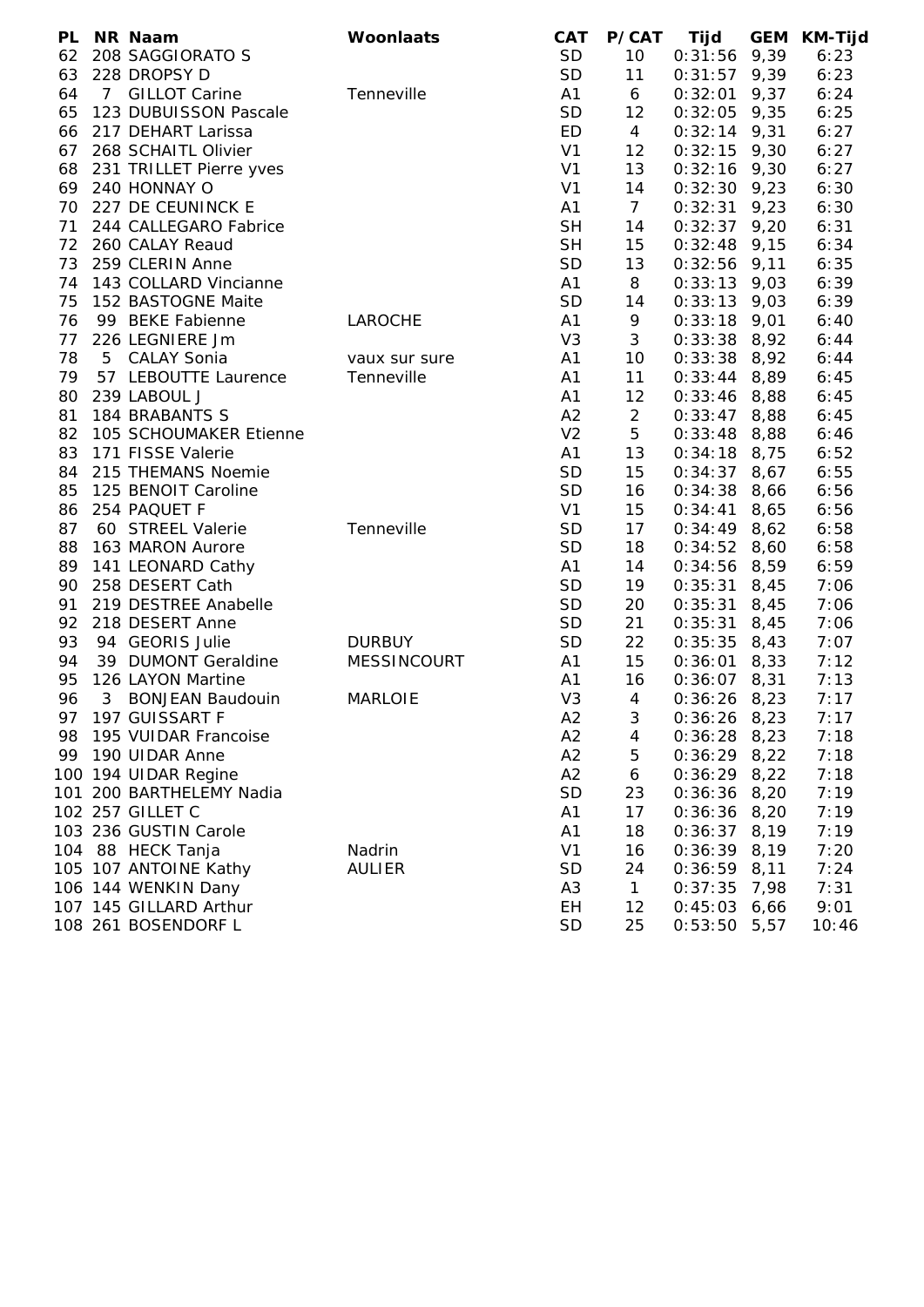| PL | NR | Naam | Woonlaats | CAT | P/CAT | Tijd | GEM | KM-Tijd |
|---|---|---|---|---|---|---|---|---|
| 62 | 208 | SAGGIORATO S | | SD | 10 | 0:31:56 | 9,39 | 6:23 |
| 63 | 228 | DROPSY D | | SD | 11 | 0:31:57 | 9,39 | 6:23 |
| 64 | 7 | GILLOT Carine | Tenneville | A1 | 6 | 0:32:01 | 9,37 | 6:24 |
| 65 | 123 | DUBUISSON Pascale | | SD | 12 | 0:32:05 | 9,35 | 6:25 |
| 66 | 217 | DEHART Larissa | | ED | 4 | 0:32:14 | 9,31 | 6:27 |
| 67 | 268 | SCHAITL Olivier | | V1 | 12 | 0:32:15 | 9,30 | 6:27 |
| 68 | 231 | TRILLET Pierre yves | | V1 | 13 | 0:32:16 | 9,30 | 6:27 |
| 69 | 240 | HONNAY O | | V1 | 14 | 0:32:30 | 9,23 | 6:30 |
| 70 | 227 | DE CEUNINCK E | | A1 | 7 | 0:32:31 | 9,23 | 6:30 |
| 71 | 244 | CALLEGARO Fabrice | | SH | 14 | 0:32:37 | 9,20 | 6:31 |
| 72 | 260 | CALAY Reaud | | SH | 15 | 0:32:48 | 9,15 | 6:34 |
| 73 | 259 | CLERIN Anne | | SD | 13 | 0:32:56 | 9,11 | 6:35 |
| 74 | 143 | COLLARD Vincianne | | A1 | 8 | 0:33:13 | 9,03 | 6:39 |
| 75 | 152 | BASTOGNE Maite | | SD | 14 | 0:33:13 | 9,03 | 6:39 |
| 76 | 99 | BEKE Fabienne | LAROCHE | A1 | 9 | 0:33:18 | 9,01 | 6:40 |
| 77 | 226 | LEGNIERE Jm | | V3 | 3 | 0:33:38 | 8,92 | 6:44 |
| 78 | 5 | CALAY Sonia | vaux sur sure | A1 | 10 | 0:33:38 | 8,92 | 6:44 |
| 79 | 57 | LEBOUTTE Laurence | Tenneville | A1 | 11 | 0:33:44 | 8,89 | 6:45 |
| 80 | 239 | LABOUL J | | A1 | 12 | 0:33:46 | 8,88 | 6:45 |
| 81 | 184 | BRABANTS S | | A2 | 2 | 0:33:47 | 8,88 | 6:45 |
| 82 | 105 | SCHOUMAKER Etienne | | V2 | 5 | 0:33:48 | 8,88 | 6:46 |
| 83 | 171 | FISSE Valerie | | A1 | 13 | 0:34:18 | 8,75 | 6:52 |
| 84 | 215 | THEMANS Noemie | | SD | 15 | 0:34:37 | 8,67 | 6:55 |
| 85 | 125 | BENOIT Caroline | | SD | 16 | 0:34:38 | 8,66 | 6:56 |
| 86 | 254 | PAQUET F | | V1 | 15 | 0:34:41 | 8,65 | 6:56 |
| 87 | 60 | STREEL Valerie | Tenneville | SD | 17 | 0:34:49 | 8,62 | 6:58 |
| 88 | 163 | MARON Aurore | | SD | 18 | 0:34:52 | 8,60 | 6:58 |
| 89 | 141 | LEONARD Cathy | | A1 | 14 | 0:34:56 | 8,59 | 6:59 |
| 90 | 258 | DESERT Cath | | SD | 19 | 0:35:31 | 8,45 | 7:06 |
| 91 | 219 | DESTREE Anabelle | | SD | 20 | 0:35:31 | 8,45 | 7:06 |
| 92 | 218 | DESERT Anne | | SD | 21 | 0:35:31 | 8,45 | 7:06 |
| 93 | 94 | GEORIS Julie | DURBUY | SD | 22 | 0:35:35 | 8,43 | 7:07 |
| 94 | 39 | DUMONT Geraldine | MESSINCOURT | A1 | 15 | 0:36:01 | 8,33 | 7:12 |
| 95 | 126 | LAYON Martine | | A1 | 16 | 0:36:07 | 8,31 | 7:13 |
| 96 | 3 | BONJEAN Baudouin | MARLOIE | V3 | 4 | 0:36:26 | 8,23 | 7:17 |
| 97 | 197 | GUISSART F | | A2 | 3 | 0:36:26 | 8,23 | 7:17 |
| 98 | 195 | VUIDAR Francoise | | A2 | 4 | 0:36:28 | 8,23 | 7:18 |
| 99 | 190 | UIDAR Anne | | A2 | 5 | 0:36:29 | 8,22 | 7:18 |
| 100 | 194 | UIDAR Regine | | A2 | 6 | 0:36:29 | 8,22 | 7:18 |
| 101 | 200 | BARTHELEMY Nadia | | SD | 23 | 0:36:36 | 8,20 | 7:19 |
| 102 | 257 | GILLET C | | A1 | 17 | 0:36:36 | 8,20 | 7:19 |
| 103 | 236 | GUSTIN Carole | | A1 | 18 | 0:36:37 | 8,19 | 7:19 |
| 104 | 88 | HECK Tanja | Nadrin | V1 | 16 | 0:36:39 | 8,19 | 7:20 |
| 105 | 107 | ANTOINE Kathy | AULIER | SD | 24 | 0:36:59 | 8,11 | 7:24 |
| 106 | 144 | WENKIN Dany | | A3 | 1 | 0:37:35 | 7,98 | 7:31 |
| 107 | 145 | GILLARD Arthur | | EH | 12 | 0:45:03 | 6,66 | 9:01 |
| 108 | 261 | BOSENDORF L | | SD | 25 | 0:53:50 | 5,57 | 10:46 |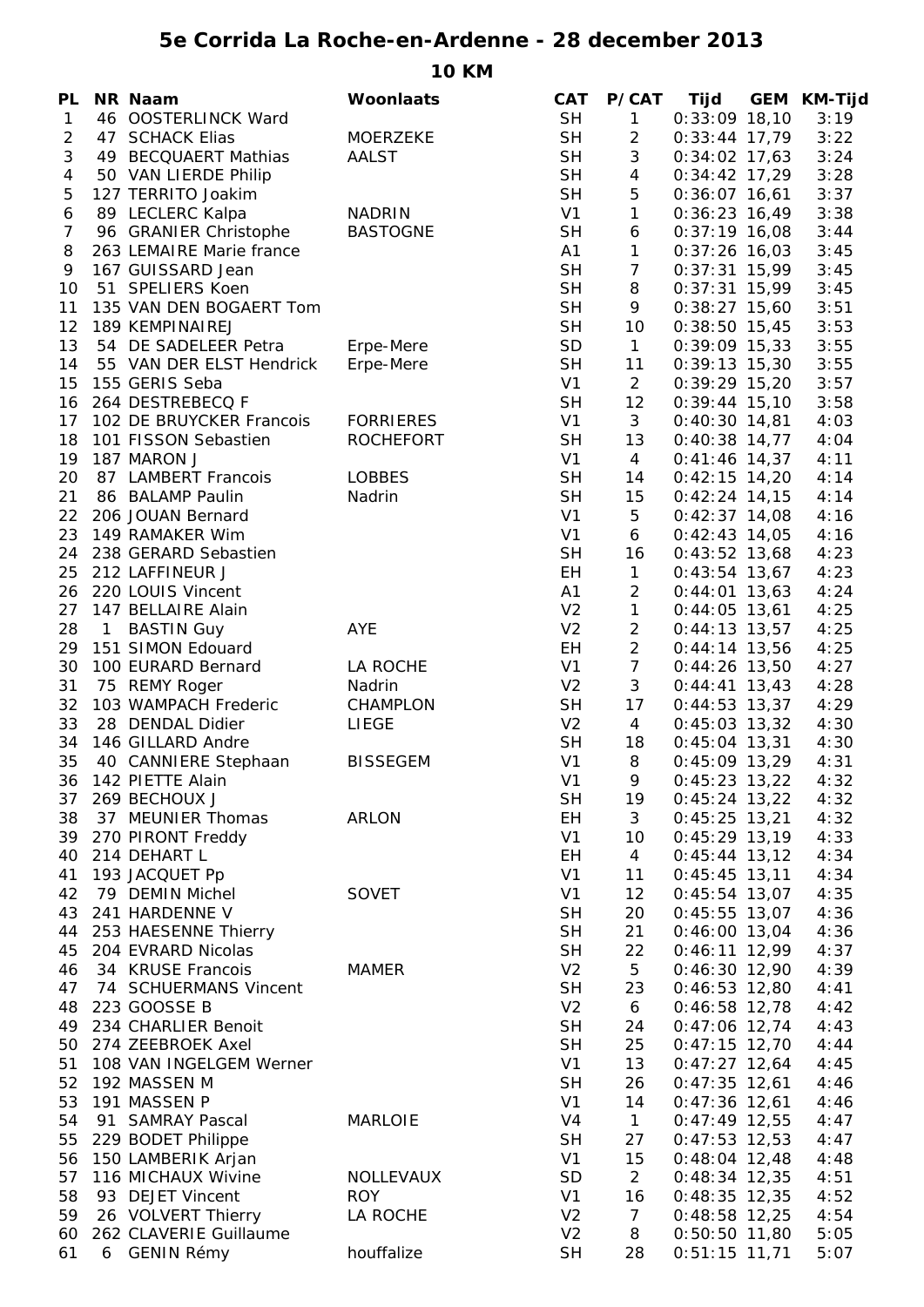# 5e Corrida La Roche-en-Ardenne - 28 december 2013

## 10 KM

| PL | NR | Naam | Woonlaats | CAT | P/CAT | Tijd | GEM | KM-Tijd |
|---|---|---|---|---|---|---|---|---|
| 1 | 46 | OOSTERLINCK Ward | | SH | 1 | 0:33:09 | 18,10 | 3:19 |
| 2 | 47 | SCHACK Elias | MOERZEKE | SH | 2 | 0:33:44 | 17,79 | 3:22 |
| 3 | 49 | BECQUAERT Mathias | AALST | SH | 3 | 0:34:02 | 17,63 | 3:24 |
| 4 | 50 | VAN LIERDE Philip | | SH | 4 | 0:34:42 | 17,29 | 3:28 |
| 5 | 127 | TERRITO Joakim | | SH | 5 | 0:36:07 | 16,61 | 3:37 |
| 6 | 89 | LECLERC Kalpa | NADRIN | V1 | 1 | 0:36:23 | 16,49 | 3:38 |
| 7 | 96 | GRANIER Christophe | BASTOGNE | SH | 6 | 0:37:19 | 16,08 | 3:44 |
| 8 | 263 | LEMAIRE Marie france | | A1 | 1 | 0:37:26 | 16,03 | 3:45 |
| 9 | 167 | GUISSARD Jean | | SH | 7 | 0:37:31 | 15,99 | 3:45 |
| 10 | 51 | SPELIERS Koen | | SH | 8 | 0:37:31 | 15,99 | 3:45 |
| 11 | 135 | VAN DEN BOGAERT Tom | | SH | 9 | 0:38:27 | 15,60 | 3:51 |
| 12 | 189 | KEMPINAIREJ | | SH | 10 | 0:38:50 | 15,45 | 3:53 |
| 13 | 54 | DE SADELEER Petra | Erpe-Mere | SD | 1 | 0:39:09 | 15,33 | 3:55 |
| 14 | 55 | VAN DER ELST Hendrick | Erpe-Mere | SH | 11 | 0:39:13 | 15,30 | 3:55 |
| 15 | 155 | GERIS Seba | | V1 | 2 | 0:39:29 | 15,20 | 3:57 |
| 16 | 264 | DESTREBECQ F | | SH | 12 | 0:39:44 | 15,10 | 3:58 |
| 17 | 102 | DE BRUYCKER Francois | FORRIERES | V1 | 3 | 0:40:30 | 14,81 | 4:03 |
| 18 | 101 | FISSON Sebastien | ROCHEFORT | SH | 13 | 0:40:38 | 14,77 | 4:04 |
| 19 | 187 | MARON J | | V1 | 4 | 0:41:46 | 14,37 | 4:11 |
| 20 | 87 | LAMBERT Francois | LOBBES | SH | 14 | 0:42:15 | 14,20 | 4:14 |
| 21 | 86 | BALAMP Paulin | Nadrin | SH | 15 | 0:42:24 | 14,15 | 4:14 |
| 22 | 206 | JOUAN Bernard | | V1 | 5 | 0:42:37 | 14,08 | 4:16 |
| 23 | 149 | RAMAKER Wim | | V1 | 6 | 0:42:43 | 14,05 | 4:16 |
| 24 | 238 | GERARD Sebastien | | SH | 16 | 0:43:52 | 13,68 | 4:23 |
| 25 | 212 | LAFFINEUR J | | EH | 1 | 0:43:54 | 13,67 | 4:23 |
| 26 | 220 | LOUIS Vincent | | A1 | 2 | 0:44:01 | 13,63 | 4:24 |
| 27 | 147 | BELLAIRE Alain | | V2 | 1 | 0:44:05 | 13,61 | 4:25 |
| 28 | 1 | BASTIN Guy | AYE | V2 | 2 | 0:44:13 | 13,57 | 4:25 |
| 29 | 151 | SIMON Edouard | | EH | 2 | 0:44:14 | 13,56 | 4:25 |
| 30 | 100 | EURARD Bernard | LA ROCHE | V1 | 7 | 0:44:26 | 13,50 | 4:27 |
| 31 | 75 | REMY Roger | Nadrin | V2 | 3 | 0:44:41 | 13,43 | 4:28 |
| 32 | 103 | WAMPACH Frederic | CHAMPLON | SH | 17 | 0:44:53 | 13,37 | 4:29 |
| 33 | 28 | DENDAL Didier | LIEGE | V2 | 4 | 0:45:03 | 13,32 | 4:30 |
| 34 | 146 | GILLARD Andre | | SH | 18 | 0:45:04 | 13,31 | 4:30 |
| 35 | 40 | CANNIERE Stephaan | BISSEGEM | V1 | 8 | 0:45:09 | 13,29 | 4:31 |
| 36 | 142 | PIETTE Alain | | V1 | 9 | 0:45:23 | 13,22 | 4:32 |
| 37 | 269 | BECHOUX J | | SH | 19 | 0:45:24 | 13,22 | 4:32 |
| 38 | 37 | MEUNIER Thomas | ARLON | EH | 3 | 0:45:25 | 13,21 | 4:32 |
| 39 | 270 | PIRONT Freddy | | V1 | 10 | 0:45:29 | 13,19 | 4:33 |
| 40 | 214 | DEHART L | | EH | 4 | 0:45:44 | 13,12 | 4:34 |
| 41 | 193 | JACQUET Pp | | V1 | 11 | 0:45:45 | 13,11 | 4:34 |
| 42 | 79 | DEMIN Michel | SOVET | V1 | 12 | 0:45:54 | 13,07 | 4:35 |
| 43 | 241 | HARDENNE V | | SH | 20 | 0:45:55 | 13,07 | 4:36 |
| 44 | 253 | HAESENNE Thierry | | SH | 21 | 0:46:00 | 13,04 | 4:36 |
| 45 | 204 | EVRARD Nicolas | | SH | 22 | 0:46:11 | 12,99 | 4:37 |
| 46 | 34 | KRUSE Francois | MAMER | V2 | 5 | 0:46:30 | 12,90 | 4:39 |
| 47 | 74 | SCHUERMANS Vincent | | SH | 23 | 0:46:53 | 12,80 | 4:41 |
| 48 | 223 | GOOSSE B | | V2 | 6 | 0:46:58 | 12,78 | 4:42 |
| 49 | 234 | CHARLIER Benoit | | SH | 24 | 0:47:06 | 12,74 | 4:43 |
| 50 | 274 | ZEEBROEK Axel | | SH | 25 | 0:47:15 | 12,70 | 4:44 |
| 51 | 108 | VAN INGELGEM Werner | | V1 | 13 | 0:47:27 | 12,64 | 4:45 |
| 52 | 192 | MASSEN M | | SH | 26 | 0:47:35 | 12,61 | 4:46 |
| 53 | 191 | MASSEN P | | V1 | 14 | 0:47:36 | 12,61 | 4:46 |
| 54 | 91 | SAMRAY Pascal | MARLOIE | V4 | 1 | 0:47:49 | 12,55 | 4:47 |
| 55 | 229 | BODET Philippe | | SH | 27 | 0:47:53 | 12,53 | 4:47 |
| 56 | 150 | LAMBERIK Arjan | | V1 | 15 | 0:48:04 | 12,48 | 4:48 |
| 57 | 116 | MICHAUX Wivine | NOLLEVAUX | SD | 2 | 0:48:34 | 12,35 | 4:51 |
| 58 | 93 | DEJET Vincent | ROY | V1 | 16 | 0:48:35 | 12,35 | 4:52 |
| 59 | 26 | VOLVERT Thierry | LA ROCHE | V2 | 7 | 0:48:58 | 12,25 | 4:54 |
| 60 | 262 | CLAVERIE Guillaume | | V2 | 8 | 0:50:50 | 11,80 | 5:05 |
| 61 | 6 | GENIN Rémy | houffalize | SH | 28 | 0:51:15 | 11,71 | 5:07 |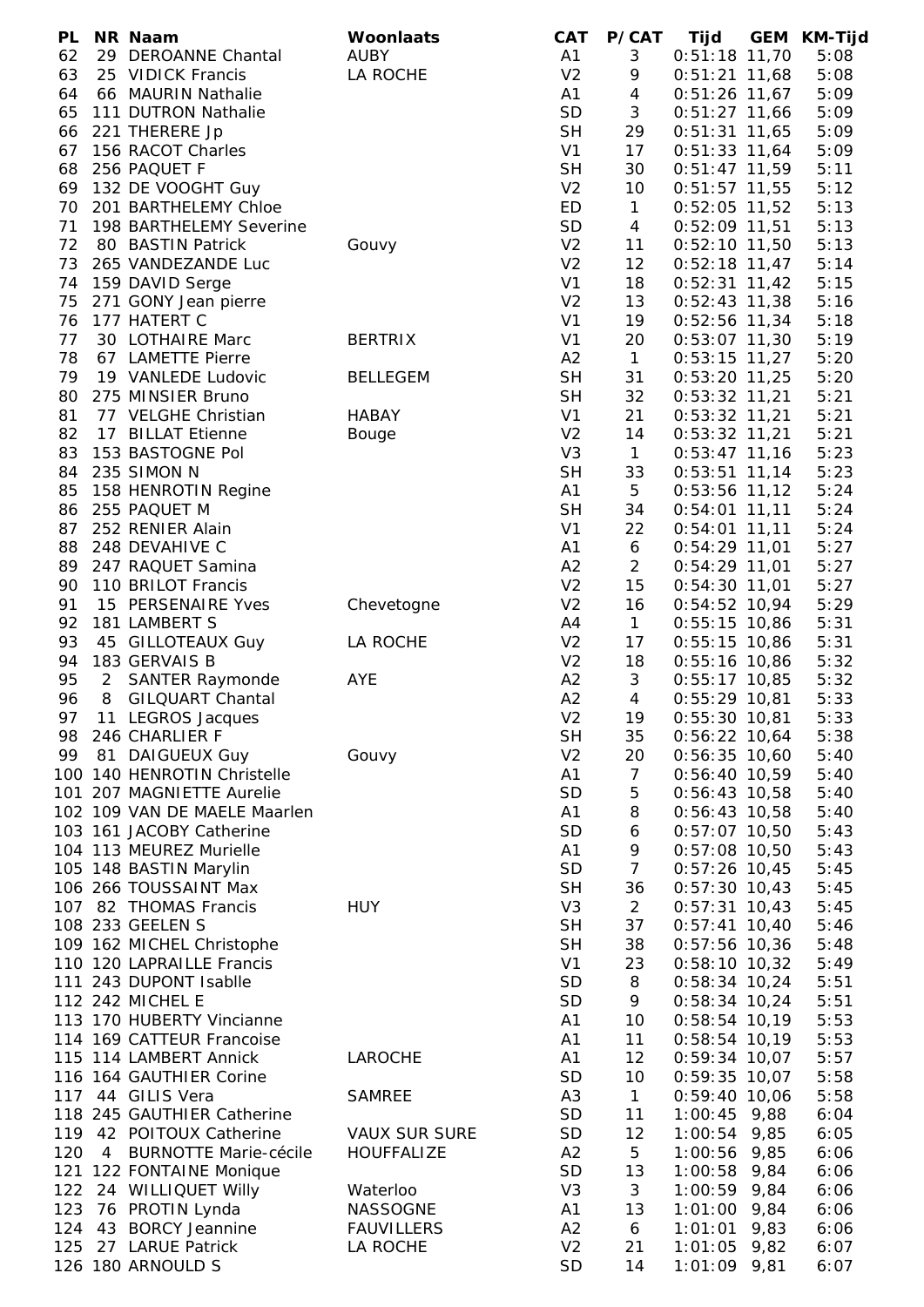| PL | NR | Naam | Woonlaats | CAT | P/CAT | Tijd | GEM | KM-Tijd |
|---|---|---|---|---|---|---|---|---|
| 62 | 29 | DEROANNE Chantal | AUBY | A1 | 3 | 0:51:18 | 11,70 | 5:08 |
| 63 | 25 | VIDICK Francis | LA ROCHE | V2 | 9 | 0:51:21 | 11,68 | 5:08 |
| 64 | 66 | MAURIN Nathalie | | A1 | 4 | 0:51:26 | 11,67 | 5:09 |
| 65 | 111 | DUTRON Nathalie | | SD | 3 | 0:51:27 | 11,66 | 5:09 |
| 66 | 221 | THERERE Jp | | SH | 29 | 0:51:31 | 11,65 | 5:09 |
| 67 | 156 | RACOT Charles | | V1 | 17 | 0:51:33 | 11,64 | 5:09 |
| 68 | 256 | PAQUET F | | SH | 30 | 0:51:47 | 11,59 | 5:11 |
| 69 | 132 | DE VOOGHT Guy | | V2 | 10 | 0:51:57 | 11,55 | 5:12 |
| 70 | 201 | BARTHELEMY Chloe | | ED | 1 | 0:52:05 | 11,52 | 5:13 |
| 71 | 198 | BARTHELEMY Severine | | SD | 4 | 0:52:09 | 11,51 | 5:13 |
| 72 | 80 | BASTIN Patrick | Gouvy | V2 | 11 | 0:52:10 | 11,50 | 5:13 |
| 73 | 265 | VANDEZANDE Luc | | V2 | 12 | 0:52:18 | 11,47 | 5:14 |
| 74 | 159 | DAVID Serge | | V1 | 18 | 0:52:31 | 11,42 | 5:15 |
| 75 | 271 | GONY Jean pierre | | V2 | 13 | 0:52:43 | 11,38 | 5:16 |
| 76 | 177 | HATERT C | | V1 | 19 | 0:52:56 | 11,34 | 5:18 |
| 77 | 30 | LOTHAIRE Marc | BERTRIX | V1 | 20 | 0:53:07 | 11,30 | 5:19 |
| 78 | 67 | LAMETTE Pierre | | A2 | 1 | 0:53:15 | 11,27 | 5:20 |
| 79 | 19 | VANLEDE Ludovic | BELLEGEM | SH | 31 | 0:53:20 | 11,25 | 5:20 |
| 80 | 275 | MINSIER Bruno | | SH | 32 | 0:53:32 | 11,21 | 5:21 |
| 81 | 77 | VELGHE Christian | HABAY | V1 | 21 | 0:53:32 | 11,21 | 5:21 |
| 82 | 17 | BILLAT Etienne | Bouge | V2 | 14 | 0:53:32 | 11,21 | 5:21 |
| 83 | 153 | BASTOGNE Pol | | V3 | 1 | 0:53:47 | 11,16 | 5:23 |
| 84 | 235 | SIMON N | | SH | 33 | 0:53:51 | 11,14 | 5:23 |
| 85 | 158 | HENROTIN Regine | | A1 | 5 | 0:53:56 | 11,12 | 5:24 |
| 86 | 255 | PAQUET M | | SH | 34 | 0:54:01 | 11,11 | 5:24 |
| 87 | 252 | RENIER Alain | | V1 | 22 | 0:54:01 | 11,11 | 5:24 |
| 88 | 248 | DEVAHIVE C | | A1 | 6 | 0:54:29 | 11,01 | 5:27 |
| 89 | 247 | RAQUET Samina | | A2 | 2 | 0:54:29 | 11,01 | 5:27 |
| 90 | 110 | BRILOT Francis | | V2 | 15 | 0:54:30 | 11,01 | 5:27 |
| 91 | 15 | PERSENAIRE Yves | Chevetogne | V2 | 16 | 0:54:52 | 10,94 | 5:29 |
| 92 | 181 | LAMBERT S | | A4 | 1 | 0:55:15 | 10,86 | 5:31 |
| 93 | 45 | GILLOTEAUX Guy | LA ROCHE | V2 | 17 | 0:55:15 | 10,86 | 5:31 |
| 94 | 183 | GERVAIS B | | V2 | 18 | 0:55:16 | 10,86 | 5:32 |
| 95 | 2 | SANTER Raymonde | AYE | A2 | 3 | 0:55:17 | 10,85 | 5:32 |
| 96 | 8 | GILQUART Chantal | | A2 | 4 | 0:55:29 | 10,81 | 5:33 |
| 97 | 11 | LEGROS Jacques | | V2 | 19 | 0:55:30 | 10,81 | 5:33 |
| 98 | 246 | CHARLIER F | | SH | 35 | 0:56:22 | 10,64 | 5:38 |
| 99 | 81 | DAIGUEUX Guy | Gouvy | V2 | 20 | 0:56:35 | 10,60 | 5:40 |
| 100 | 140 | HENROTIN Christelle | | A1 | 7 | 0:56:40 | 10,59 | 5:40 |
| 101 | 207 | MAGNIETTE Aurelie | | SD | 5 | 0:56:43 | 10,58 | 5:40 |
| 102 | 109 | VAN DE MAELE Maarlen | | A1 | 8 | 0:56:43 | 10,58 | 5:40 |
| 103 | 161 | JACOBY Catherine | | SD | 6 | 0:57:07 | 10,50 | 5:43 |
| 104 | 113 | MEUREZ Murielle | | A1 | 9 | 0:57:08 | 10,50 | 5:43 |
| 105 | 148 | BASTIN Marylin | | SD | 7 | 0:57:26 | 10,45 | 5:45 |
| 106 | 266 | TOUSSAINT Max | | SH | 36 | 0:57:30 | 10,43 | 5:45 |
| 107 | 82 | THOMAS Francis | HUY | V3 | 2 | 0:57:31 | 10,43 | 5:45 |
| 108 | 233 | GEELEN S | | SH | 37 | 0:57:41 | 10,40 | 5:46 |
| 109 | 162 | MICHEL Christophe | | SH | 38 | 0:57:56 | 10,36 | 5:48 |
| 110 | 120 | LAPRAILLE Francis | | V1 | 23 | 0:58:10 | 10,32 | 5:49 |
| 111 | 243 | DUPONT Isablle | | SD | 8 | 0:58:34 | 10,24 | 5:51 |
| 112 | 242 | MICHEL E | | SD | 9 | 0:58:34 | 10,24 | 5:51 |
| 113 | 170 | HUBERTY Vincianne | | A1 | 10 | 0:58:54 | 10,19 | 5:53 |
| 114 | 169 | CATTEUR Francoise | | A1 | 11 | 0:58:54 | 10,19 | 5:53 |
| 115 | 114 | LAMBERT Annick | LAROCHE | A1 | 12 | 0:59:34 | 10,07 | 5:57 |
| 116 | 164 | GAUTHIER Corine | | SD | 10 | 0:59:35 | 10,07 | 5:58 |
| 117 | 44 | GILIS Vera | SAMREE | A3 | 1 | 0:59:40 | 10,06 | 5:58 |
| 118 | 245 | GAUTHIER Catherine | | SD | 11 | 1:00:45 | 9,88 | 6:04 |
| 119 | 42 | POITOUX Catherine | VAUX SUR SURE | SD | 12 | 1:00:54 | 9,85 | 6:05 |
| 120 | 4 | BURNOTTE Marie-cécile | HOUFFALIZE | A2 | 5 | 1:00:56 | 9,85 | 6:06 |
| 121 | 122 | FONTAINE Monique | | SD | 13 | 1:00:58 | 9,84 | 6:06 |
| 122 | 24 | WILLIQUET Willy | Waterloo | V3 | 3 | 1:00:59 | 9,84 | 6:06 |
| 123 | 76 | PROTIN Lynda | NASSOGNE | A1 | 13 | 1:01:00 | 9,84 | 6:06 |
| 124 | 43 | BORCY Jeannine | FAUVILLERS | A2 | 6 | 1:01:01 | 9,83 | 6:06 |
| 125 | 27 | LARUE Patrick | LA ROCHE | V2 | 21 | 1:01:05 | 9,82 | 6:07 |
| 126 | 180 | ARNOULD S | | SD | 14 | 1:01:09 | 9,81 | 6:07 |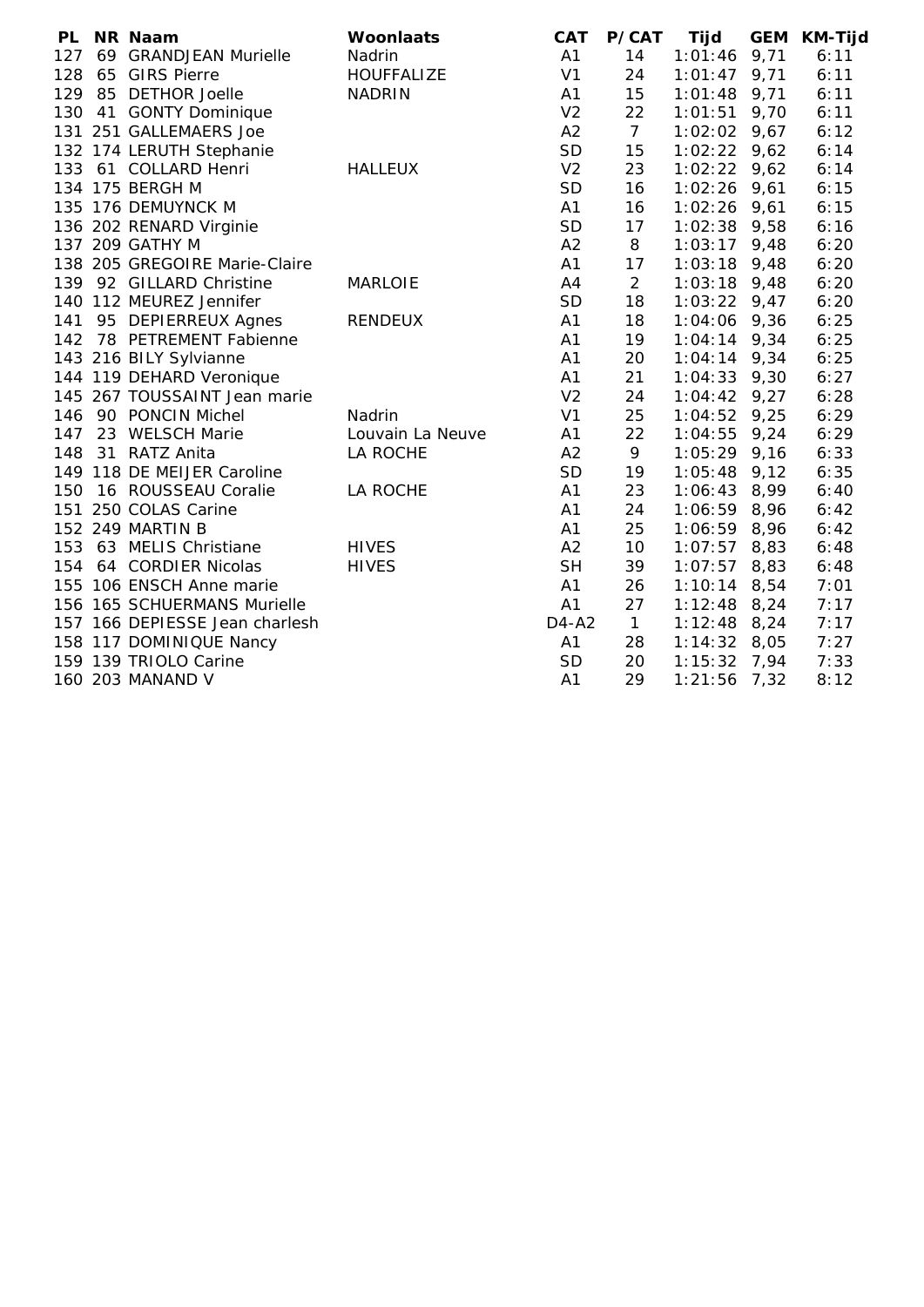| PL | NR | Naam | Woonlaats | CAT | P/CAT | Tijd | GEM | KM-Tijd |
|---|---|---|---|---|---|---|---|---|
| 127 | 69 | GRANDJEAN Murielle | Nadrin | A1 | 14 | 1:01:46 | 9,71 | 6:11 |
| 128 | 65 | GIRS Pierre | HOUFFALIZE | V1 | 24 | 1:01:47 | 9,71 | 6:11 |
| 129 | 85 | DETHOR Joelle | NADRIN | A1 | 15 | 1:01:48 | 9,71 | 6:11 |
| 130 | 41 | GONTY Dominique | | V2 | 22 | 1:01:51 | 9,70 | 6:11 |
| 131 | 251 | GALLEMAERS Joe | | A2 | 7 | 1:02:02 | 9,67 | 6:12 |
| 132 | 174 | LERUTH Stephanie | | SD | 15 | 1:02:22 | 9,62 | 6:14 |
| 133 | 61 | COLLARD Henri | HALLEUX | V2 | 23 | 1:02:22 | 9,62 | 6:14 |
| 134 | 175 | BERGH M | | SD | 16 | 1:02:26 | 9,61 | 6:15 |
| 135 | 176 | DEMUYNCK M | | A1 | 16 | 1:02:26 | 9,61 | 6:15 |
| 136 | 202 | RENARD Virginie | | SD | 17 | 1:02:38 | 9,58 | 6:16 |
| 137 | 209 | GATHY M | | A2 | 8 | 1:03:17 | 9,48 | 6:20 |
| 138 | 205 | GREGOIRE Marie-Claire | | A1 | 17 | 1:03:18 | 9,48 | 6:20 |
| 139 | 92 | GILLARD Christine | MARLOIE | A4 | 2 | 1:03:18 | 9,48 | 6:20 |
| 140 | 112 | MEUREZ Jennifer | | SD | 18 | 1:03:22 | 9,47 | 6:20 |
| 141 | 95 | DEPIERREUX Agnes | RENDEUX | A1 | 18 | 1:04:06 | 9,36 | 6:25 |
| 142 | 78 | PETREMENT Fabienne | | A1 | 19 | 1:04:14 | 9,34 | 6:25 |
| 143 | 216 | BILY Sylvianne | | A1 | 20 | 1:04:14 | 9,34 | 6:25 |
| 144 | 119 | DEHARD Veronique | | A1 | 21 | 1:04:33 | 9,30 | 6:27 |
| 145 | 267 | TOUSSAINT Jean marie | | V2 | 24 | 1:04:42 | 9,27 | 6:28 |
| 146 | 90 | PONCIN Michel | Nadrin | V1 | 25 | 1:04:52 | 9,25 | 6:29 |
| 147 | 23 | WELSCH Marie | Louvain La Neuve | A1 | 22 | 1:04:55 | 9,24 | 6:29 |
| 148 | 31 | RATZ Anita | LA ROCHE | A2 | 9 | 1:05:29 | 9,16 | 6:33 |
| 149 | 118 | DE MEIJER Caroline | | SD | 19 | 1:05:48 | 9,12 | 6:35 |
| 150 | 16 | ROUSSEAU Coralie | LA ROCHE | A1 | 23 | 1:06:43 | 8,99 | 6:40 |
| 151 | 250 | COLAS Carine | | A1 | 24 | 1:06:59 | 8,96 | 6:42 |
| 152 | 249 | MARTIN B | | A1 | 25 | 1:06:59 | 8,96 | 6:42 |
| 153 | 63 | MELIS Christiane | HIVES | A2 | 10 | 1:07:57 | 8,83 | 6:48 |
| 154 | 64 | CORDIER Nicolas | HIVES | SH | 39 | 1:07:57 | 8,83 | 6:48 |
| 155 | 106 | ENSCH Anne marie | | A1 | 26 | 1:10:14 | 8,54 | 7:01 |
| 156 | 165 | SCHUERMANS Murielle | | A1 | 27 | 1:12:48 | 8,24 | 7:17 |
| 157 | 166 | DEPIESSE Jean charlesh | | D4-A2 | 1 | 1:12:48 | 8,24 | 7:17 |
| 158 | 117 | DOMINIQUE Nancy | | A1 | 28 | 1:14:32 | 8,05 | 7:27 |
| 159 | 139 | TRIOLO Carine | | SD | 20 | 1:15:32 | 7,94 | 7:33 |
| 160 | 203 | MANAND V | | A1 | 29 | 1:21:56 | 7,32 | 8:12 |